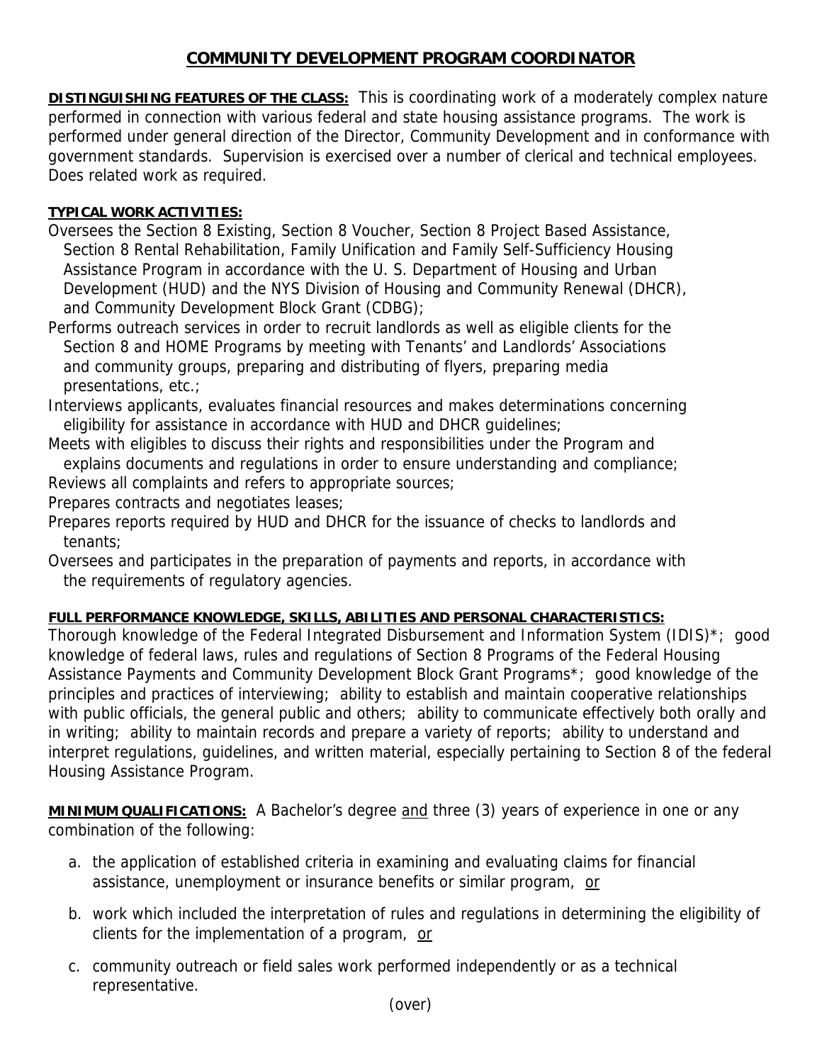# COMMUNITY DEVELOPMENT PROGRAM COORDINATOR

**DISTINGUISHING FEATURES OF THE CLASS:** This is coordinating work of a moderately complex nature performed in connection with various federal and state housing assistance programs. The work is performed under general direction of the Director, Community Development and in conformance with government standards. Supervision is exercised over a number of clerical and technical employees. Does related work as required.

**TYPICAL WORK ACTIVITIES:**

Oversees the Section 8 Existing, Section 8 Voucher, Section 8 Project Based Assistance, Section 8 Rental Rehabilitation, Family Unification and Family Self-Sufficiency Housing Assistance Program in accordance with the U. S. Department of Housing and Urban Development (HUD) and the NYS Division of Housing and Community Renewal (DHCR), and Community Development Block Grant (CDBG);

Performs outreach services in order to recruit landlords as well as eligible clients for the Section 8 and HOME Programs by meeting with Tenants' and Landlords' Associations and community groups, preparing and distributing of flyers, preparing media presentations, etc.;

Interviews applicants, evaluates financial resources and makes determinations concerning eligibility for assistance in accordance with HUD and DHCR guidelines;

Meets with eligibles to discuss their rights and responsibilities under the Program and explains documents and regulations in order to ensure understanding and compliance;

Reviews all complaints and refers to appropriate sources;

Prepares contracts and negotiates leases;

Prepares reports required by HUD and DHCR for the issuance of checks to landlords and tenants;

Oversees and participates in the preparation of payments and reports, in accordance with the requirements of regulatory agencies.

**FULL PERFORMANCE KNOWLEDGE, SKILLS, ABILITIES AND PERSONAL CHARACTERISTICS:**
Thorough knowledge of the Federal Integrated Disbursement and Information System (IDIS)*; good knowledge of federal laws, rules and regulations of Section 8 Programs of the Federal Housing Assistance Payments and Community Development Block Grant Programs*; good knowledge of the principles and practices of interviewing; ability to establish and maintain cooperative relationships with public officials, the general public and others; ability to communicate effectively both orally and in writing; ability to maintain records and prepare a variety of reports; ability to understand and interpret regulations, guidelines, and written material, especially pertaining to Section 8 of the federal Housing Assistance Program.

**MINIMUM QUALIFICATIONS:** A Bachelor's degree <u>and</u> three (3) years of experience in one or any combination of the following:

a. the application of established criteria in examining and evaluating claims for financial assistance, unemployment or insurance benefits or similar program, <u>or</u>

b. work which included the interpretation of rules and regulations in determining the eligibility of clients for the implementation of a program, <u>or</u>

c. community outreach or field sales work performed independently or as a technical representative.

(over)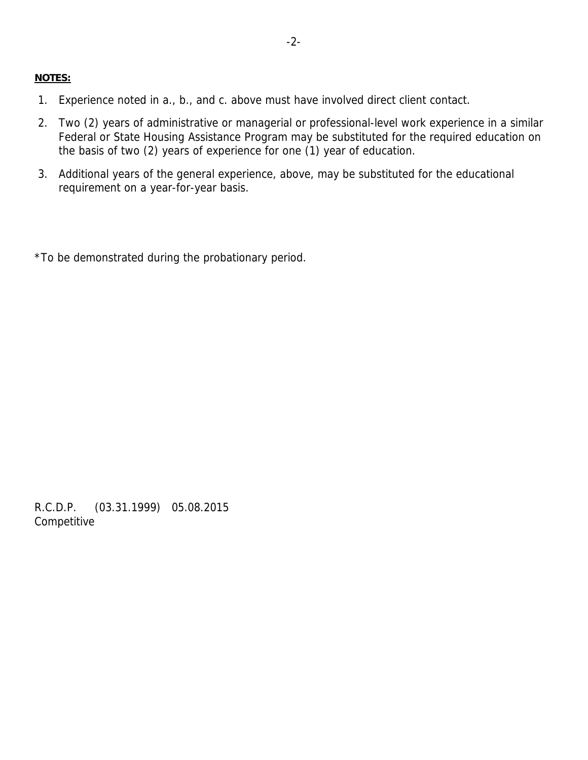**NOTES:**

1. Experience noted in a., b., and c. above must have involved direct client contact.
2. Two (2) years of administrative or managerial or professional-level work experience in a similar Federal or State Housing Assistance Program may be substituted for the required education on the basis of two (2) years of experience for one (1) year of education.
3. Additional years of the general experience, above, may be substituted for the educational requirement on a year-for-year basis.

*To be demonstrated during the probationary period.

R.C.D.P. (03.31.1999) 05.08.2015
Competitive